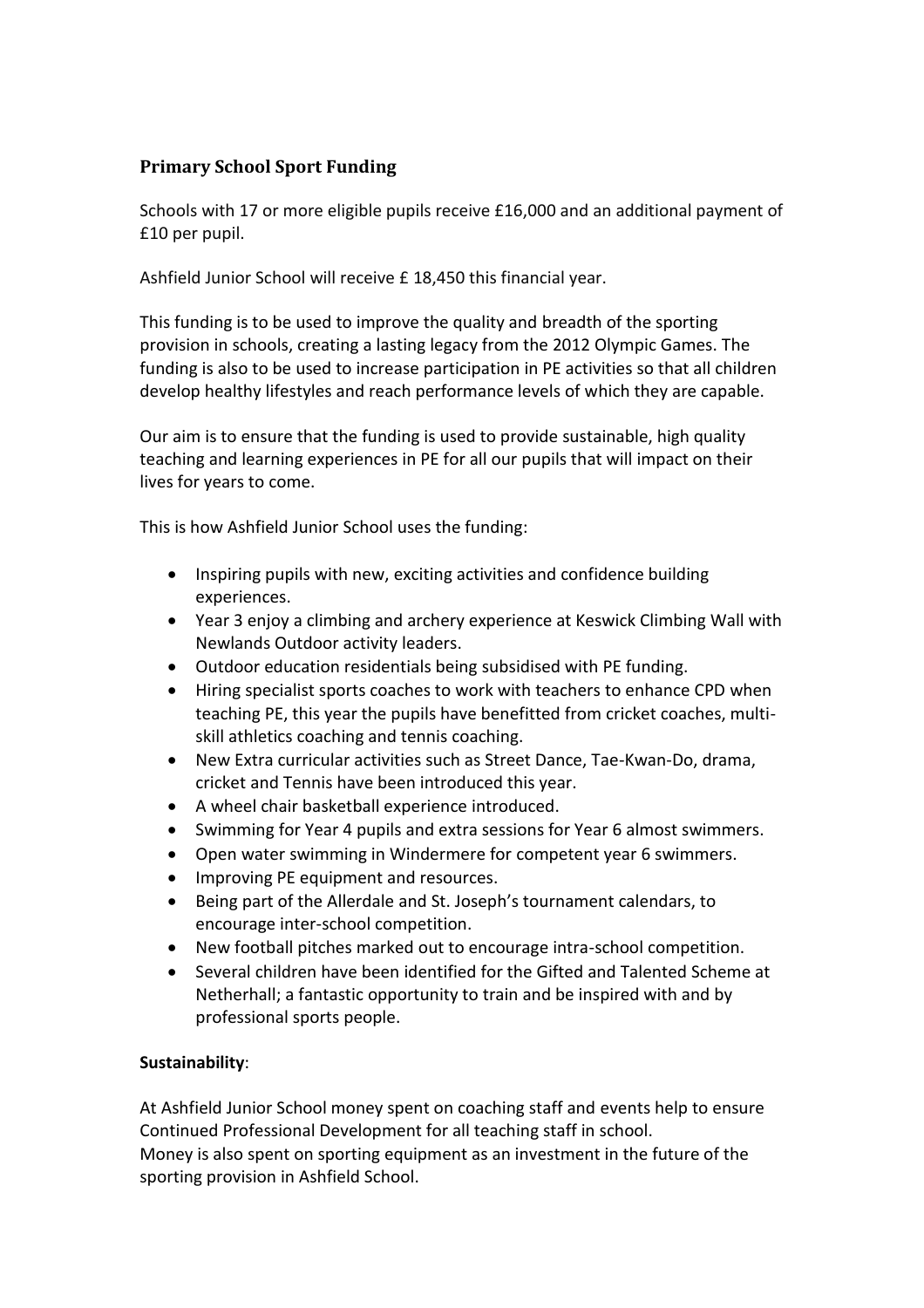## Primary School Sport Funding

Schools with 17 or more eligible pupils receive £16,000 and an additional payment of £10 per pupil.

Ashfield Junior School will receive £ 18,450 this financial year.

This funding is to be used to improve the quality and breadth of the sporting provision in schools, creating a lasting legacy from the 2012 Olympic Games. The funding is also to be used to increase participation in PE activities so that all children develop healthy lifestyles and reach performance levels of which they are capable.

Our aim is to ensure that the funding is used to provide sustainable, high quality teaching and learning experiences in PE for all our pupils that will impact on their lives for years to come.

This is how Ashfield Junior School uses the funding:

- Inspiring pupils with new, exciting activities and confidence building experiences.
- Year 3 enjoy a climbing and archery experience at Keswick Climbing Wall with Newlands Outdoor activity leaders.
- Outdoor education residentials being subsidised with PE funding.
- Hiring specialist sports coaches to work with teachers to enhance CPD when teaching PE, this year the pupils have benefitted from cricket coaches, multi-skill athletics coaching and tennis coaching.
- New Extra curricular activities such as Street Dance, Tae-Kwan-Do, drama, cricket and Tennis have been introduced this year.
- A wheel chair basketball experience introduced.
- Swimming for Year 4 pupils and extra sessions for Year 6 almost swimmers.
- Open water swimming in Windermere for competent year 6 swimmers.
- Improving PE equipment and resources.
- Being part of the Allerdale and St. Joseph's tournament calendars, to encourage inter-school competition.
- New football pitches marked out to encourage intra-school competition.
- Several children have been identified for the Gifted and Talented Scheme at Netherhall; a fantastic opportunity to train and be inspired with and by professional sports people.

**Sustainability**:

At Ashfield Junior School money spent on coaching staff and events help to ensure Continued Professional Development for all teaching staff in school.
Money is also spent on sporting equipment as an investment in the future of the sporting provision in Ashfield School.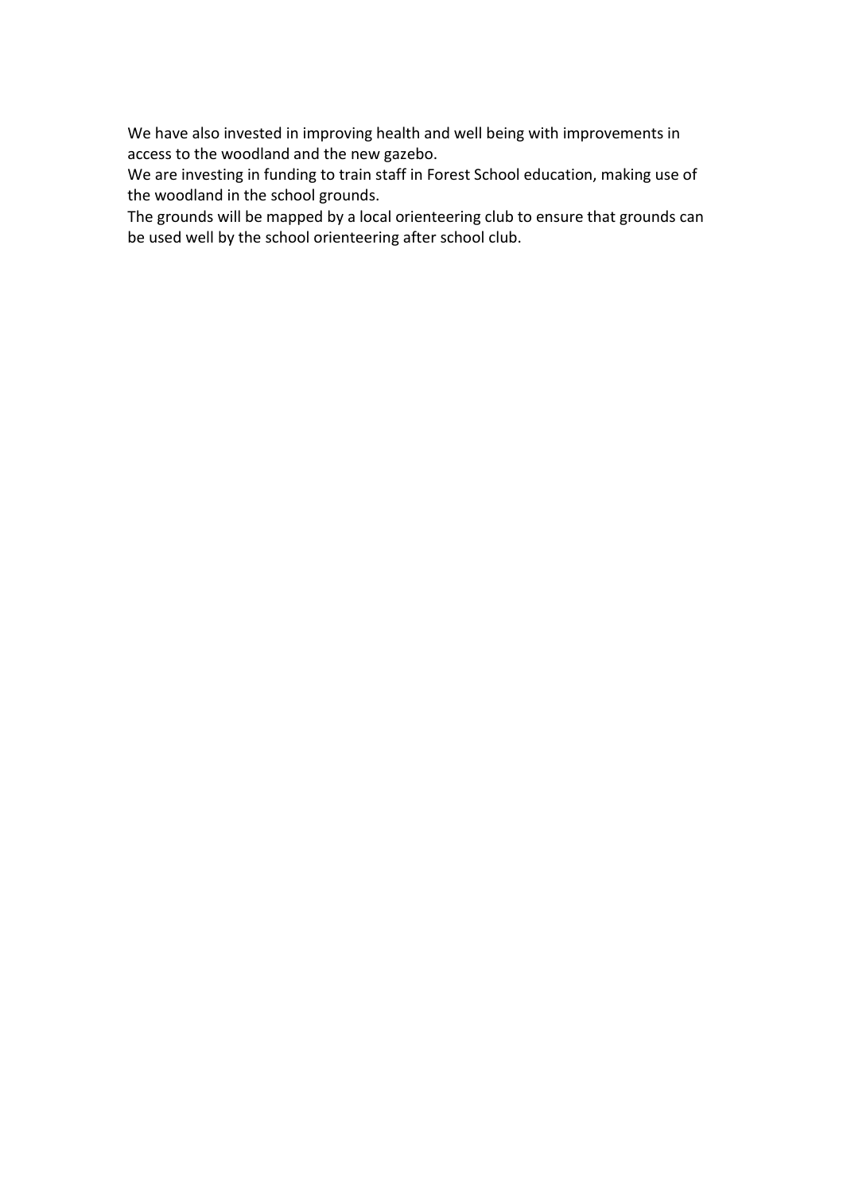We have also invested in improving health and well being with improvements in access to the woodland and the new gazebo.
We are investing in funding to train staff in Forest School education, making use of the woodland in the school grounds.
The grounds will be mapped by a local orienteering club to ensure that grounds can be used well by the school orienteering after school club.